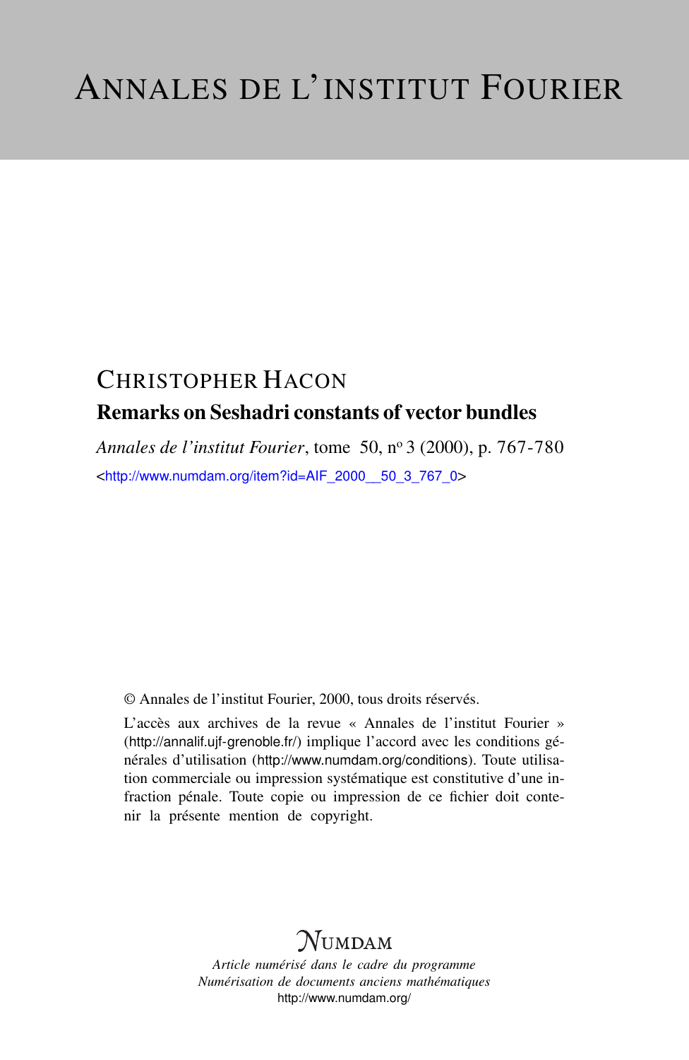# ANNALES DE L'INSTITUT FOURIER

CHRISTOPHER HACON

**Remarks on Seshadri constants of vector bundles**

*Annales de l'institut Fourier*, tome 50, nº 3 (2000), p. 767-780

<http://www.numdam.org/item?id=AIF_2000__50_3_767_0>

© Annales de l'institut Fourier, 2000, tous droits réservés.

L'accès aux archives de la revue « Annales de l'institut Fourier » (http://annalif.ujf-grenoble.fr/) implique l'accord avec les conditions générales d'utilisation (http://www.numdam.org/conditions). Toute utilisation commerciale ou impression systématique est constitutive d'une infraction pénale. Toute copie ou impression de ce fichier doit contenir la présente mention de copyright.

NUMDAM

*Article numérisé dans le cadre du programme*
*Numérisation de documents anciens mathématiques*
http://www.numdam.org/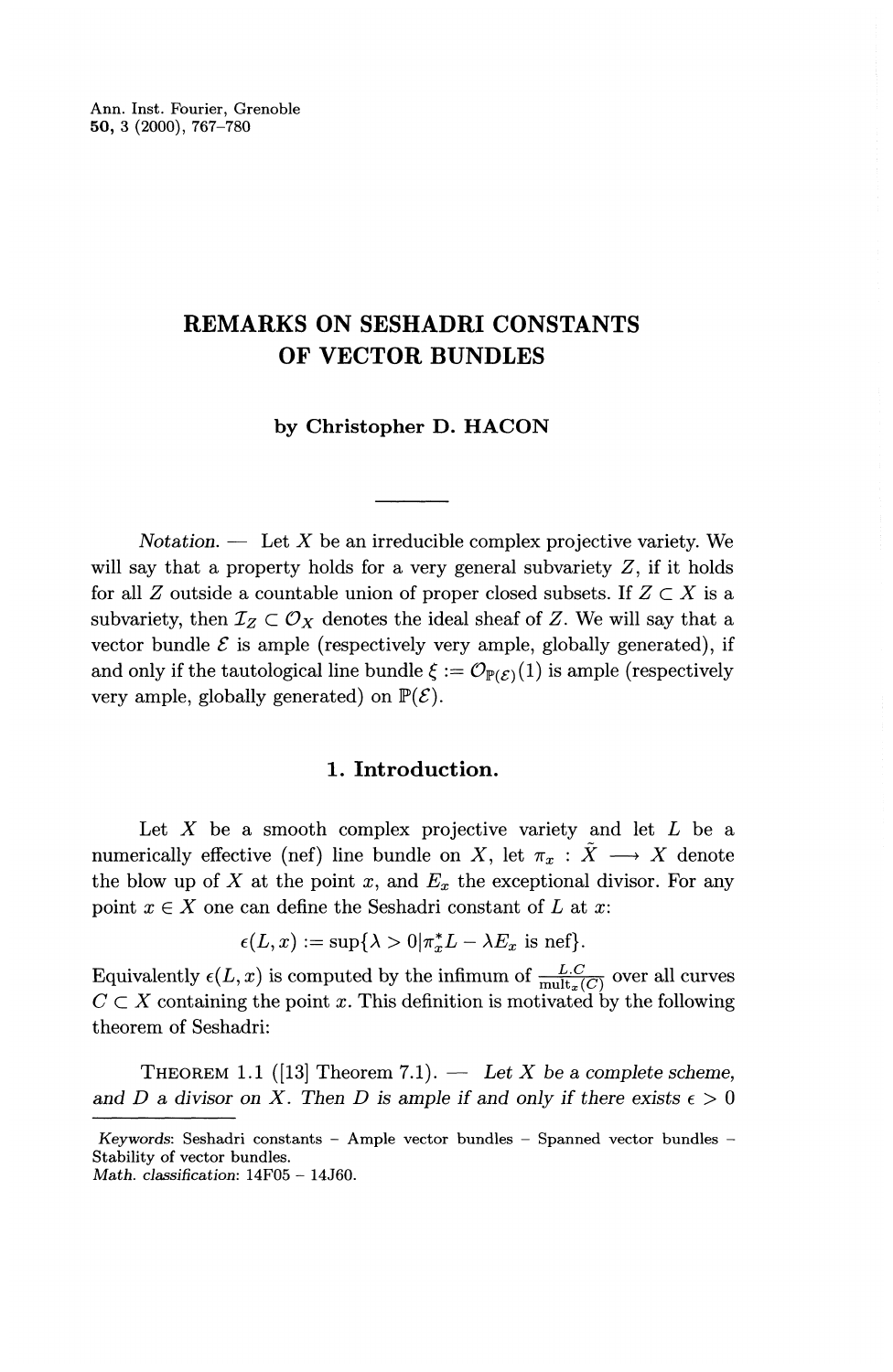Ann. Inst. Fourier, Grenoble
50, 3 (2000), 767–780

# REMARKS ON SESHADRI CONSTANTS OF VECTOR BUNDLES

**by Christopher D. HACON**

---

*Notation.* — Let $X$ be an irreducible complex projective variety. We will say that a property holds for a very general subvariety $Z$, if it holds for all $Z$ outside a countable union of proper closed subsets. If $Z \subset X$ is a subvariety, then $\mathcal{I}_Z \subset \mathcal{O}_X$ denotes the ideal sheaf of $Z$. We will say that a vector bundle $\mathcal{E}$ is ample (respectively very ample, globally generated), if and only if the tautological line bundle $\xi := \mathcal{O}_{\mathbb{P}(\mathcal{E})}(1)$ is ample (respectively very ample, globally generated) on $\mathbb{P}(\mathcal{E})$.

## 1. Introduction.

Let $X$ be a smooth complex projective variety and let $L$ be a numerically effective (nef) line bundle on $X$, let $\pi_x : \tilde{X} \longrightarrow X$ denote the blow up of $X$ at the point $x$, and $E_x$ the exceptional divisor. For any point $x \in X$ one can define the Seshadri constant of $L$ at $x$:

$$\epsilon(L, x) := \sup\{\lambda > 0 | \pi_x^* L - \lambda E_x \text{ is nef}\}.$$

Equivalently $\epsilon(L, x)$ is computed by the infimum of $\frac{L.C}{\mathrm{mult}_x(C)}$ over all curves $C \subset X$ containing the point $x$. This definition is motivated by the following theorem of Seshadri:

THEOREM 1.1 ([13] Theorem 7.1). — *Let $X$ be a complete scheme, and $D$ a divisor on $X$. Then $D$ is ample if and only if there exists $\epsilon > 0$*

---

*Keywords*: Seshadri constants – Ample vector bundles – Spanned vector bundles – Stability of vector bundles.
*Math. classification*: 14F05 – 14J60.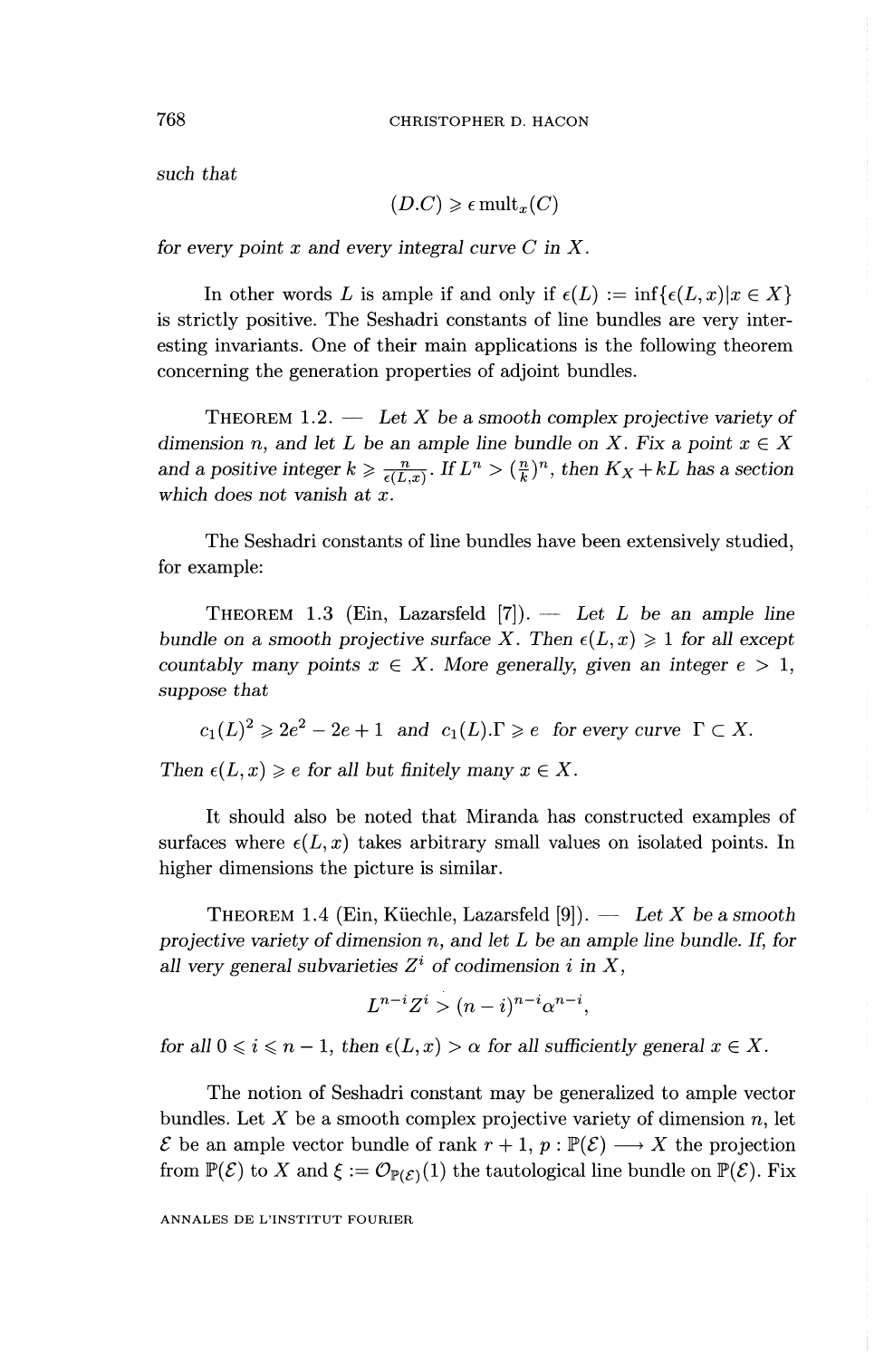*such that*

$$(D.C) \geqslant \epsilon \operatorname{mult}_x(C)$$

*for every point $x$ and every integral curve $C$ in $X$.*

In other words $L$ is ample if and only if $\epsilon(L) := \inf\{\epsilon(L,x)|x \in X\}$ is strictly positive. The Seshadri constants of line bundles are very interesting invariants. One of their main applications is the following theorem concerning the generation properties of adjoint bundles.

THEOREM 1.2. — *Let $X$ be a smooth complex projective variety of dimension $n$, and let $L$ be an ample line bundle on $X$. Fix a point $x \in X$ and a positive integer $k \geqslant \frac{n}{\epsilon(L,x)}$. If $L^n > (\frac{n}{k})^n$, then $K_X + kL$ has a section which does not vanish at $x$.*

The Seshadri constants of line bundles have been extensively studied, for example:

THEOREM 1.3 (Ein, Lazarsfeld [7]). — *Let $L$ be an ample line bundle on a smooth projective surface $X$. Then $\epsilon(L,x) \geqslant 1$ for all except countably many points $x \in X$. More generally, given an integer $e > 1$, suppose that*

$$c_1(L)^2 \geqslant 2e^2 - 2e + 1 \text{ and } c_1(L).\Gamma \geqslant e \text{ for every curve } \Gamma \subset X.$$

*Then $\epsilon(L,x) \geqslant e$ for all but finitely many $x \in X$.*

It should also be noted that Miranda has constructed examples of surfaces where $\epsilon(L,x)$ takes arbitrary small values on isolated points. In higher dimensions the picture is similar.

THEOREM 1.4 (Ein, Küechle, Lazarsfeld [9]). — *Let $X$ be a smooth projective variety of dimension $n$, and let $L$ be an ample line bundle. If, for all very general subvarieties $Z^i$ of codimension $i$ in $X$,*

$$L^{n-i}Z^i > (n-i)^{n-i}\alpha^{n-i},$$

*for all $0 \leqslant i \leqslant n-1$, then $\epsilon(L,x) > \alpha$ for all sufficiently general $x \in X$.*

The notion of Seshadri constant may be generalized to ample vector bundles. Let $X$ be a smooth complex projective variety of dimension $n$, let $\mathcal{E}$ be an ample vector bundle of rank $r+1$, $p : \mathbb{P}(\mathcal{E}) \longrightarrow X$ the projection from $\mathbb{P}(\mathcal{E})$ to $X$ and $\xi := \mathcal{O}_{\mathbb{P}(\mathcal{E})}(1)$ the tautological line bundle on $\mathbb{P}(\mathcal{E})$. Fix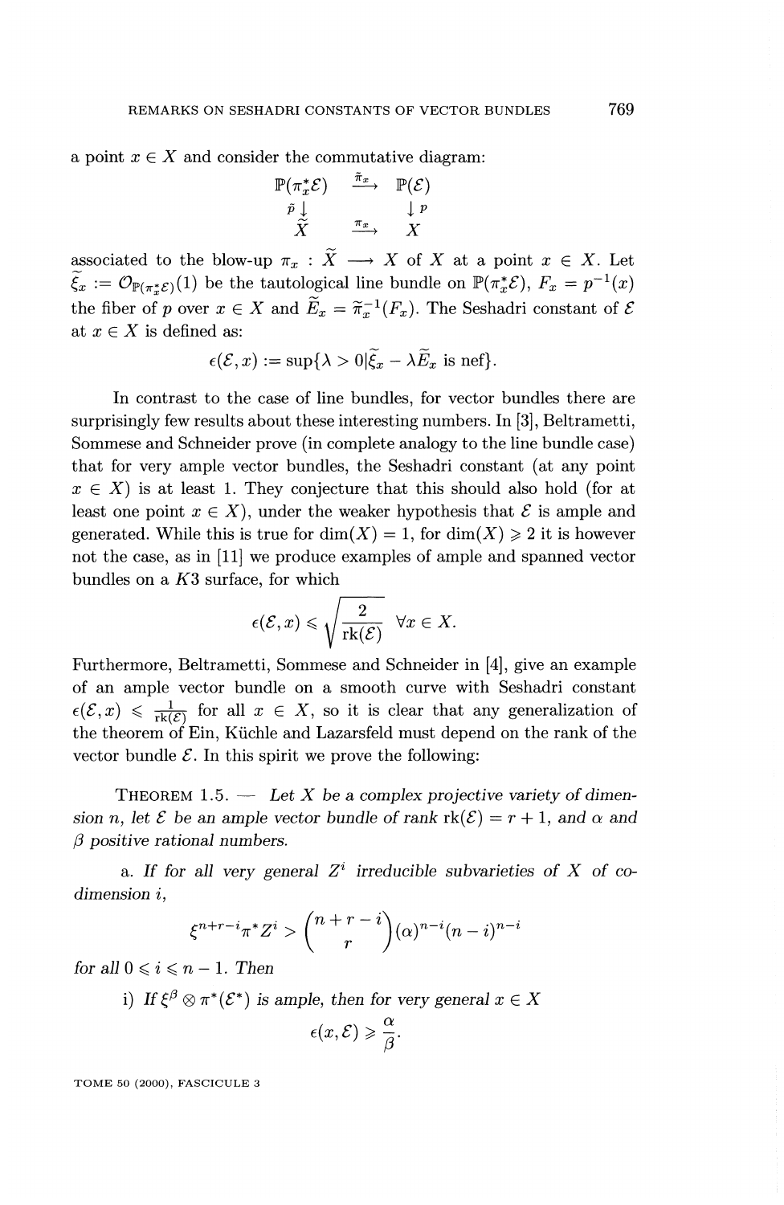a point $x \in X$ and consider the commutative diagram:

$$\begin{array}{ccc} \mathbb{P}(\pi_x^*\mathcal{E}) & \xrightarrow{\widetilde{\pi}_x} & \mathbb{P}(\mathcal{E}) \\ \tilde{p} \downarrow & & \downarrow p \\ \widetilde{X} & \xrightarrow{\pi_x} & X \end{array}$$

associated to the blow-up $\pi_x : \widetilde{X} \longrightarrow X$ of $X$ at a point $x \in X$. Let $\widetilde{\xi}_x := \mathcal{O}_{\mathbb{P}(\pi_x^*\mathcal{E})}(1)$ be the tautological line bundle on $\mathbb{P}(\pi_x^*\mathcal{E})$, $F_x = p^{-1}(x)$ the fiber of $p$ over $x \in X$ and $\widetilde{E}_x = \widetilde{\pi}_x^{-1}(F_x)$. The Seshadri constant of $\mathcal{E}$ at $x \in X$ is defined as:

$$\epsilon(\mathcal{E}, x) := \sup\{\lambda > 0 | \widetilde{\xi}_x - \lambda \widetilde{E}_x \text{ is nef}\}.$$

In contrast to the case of line bundles, for vector bundles there are surprisingly few results about these interesting numbers. In [3], Beltrametti, Sommese and Schneider prove (in complete analogy to the line bundle case) that for very ample vector bundles, the Seshadri constant (at any point $x \in X$) is at least 1. They conjecture that this should also hold (for at least one point $x \in X$), under the weaker hypothesis that $\mathcal{E}$ is ample and generated. While this is true for $\dim(X) = 1$, for $\dim(X) \geqslant 2$ it is however not the case, as in [11] we produce examples of ample and spanned vector bundles on a $K3$ surface, for which

$$\epsilon(\mathcal{E}, x) \leqslant \sqrt{\frac{2}{\operatorname{rk}(\mathcal{E})}} \quad \forall x \in X.$$

Furthermore, Beltrametti, Sommese and Schneider in [4], give an example of an ample vector bundle on a smooth curve with Seshadri constant $\epsilon(\mathcal{E}, x) \leqslant \frac{1}{\operatorname{rk}(\mathcal{E})}$ for all $x \in X$, so it is clear that any generalization of the theorem of Ein, Küchle and Lazarsfeld must depend on the rank of the vector bundle $\mathcal{E}$. In this spirit we prove the following:

THEOREM 1.5. — *Let $X$ be a complex projective variety of dimension $n$, let $\mathcal{E}$ be an ample vector bundle of rank $\operatorname{rk}(\mathcal{E}) = r + 1$, and $\alpha$ and $\beta$ positive rational numbers.*

a. *If for all very general $Z^i$ irreducible subvarieties of $X$ of codimension $i$,*

$$\xi^{n+r-i}\pi^* Z^i > \binom{n+r-i}{r} (\alpha)^{n-i}(n-i)^{n-i}$$

*for all $0 \leqslant i \leqslant n-1$. Then*

i) *If $\xi^\beta \otimes \pi^*(\mathcal{E}^*)$ is ample, then for very general $x \in X$*

$$\epsilon(x, \mathcal{E}) \geqslant \frac{\alpha}{\beta}.$$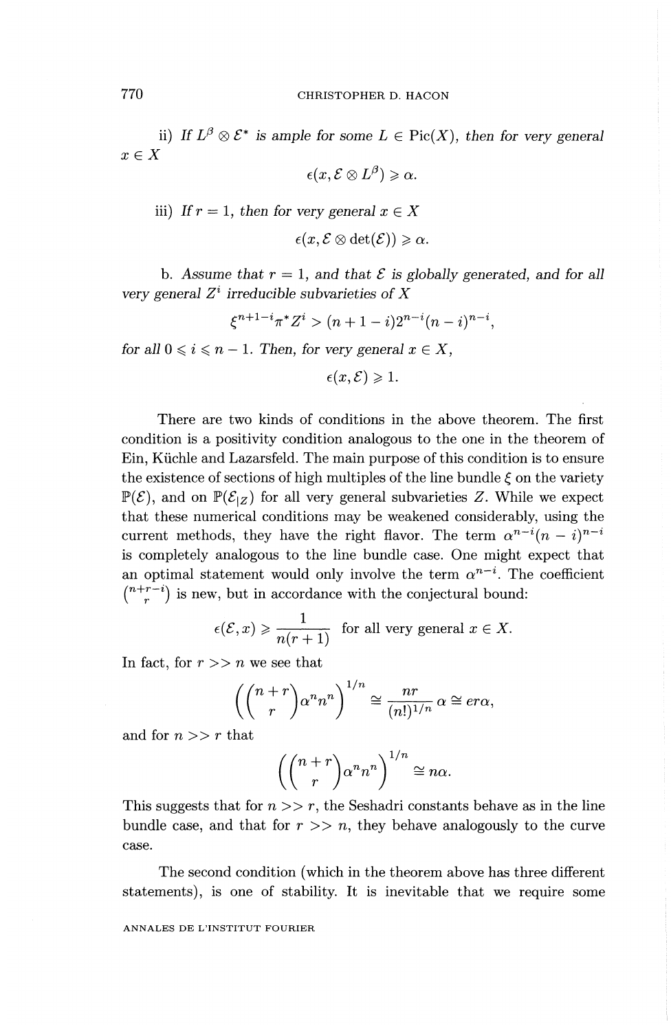ii) *If $L^\beta \otimes \mathcal{E}^*$ is ample for some $L \in \mathrm{Pic}(X)$, then for very general $x \in X$*

$$\epsilon(x, \mathcal{E} \otimes L^\beta) \geqslant \alpha.$$

iii) *If $r = 1$, then for very general $x \in X$*

$$\epsilon(x, \mathcal{E} \otimes \det(\mathcal{E})) \geqslant \alpha.$$

b. *Assume that $r = 1$, and that $\mathcal{E}$ is globally generated, and for all very general $Z^i$ irreducible subvarieties of $X$*

$$\xi^{n+1-i}\pi^* Z^i > (n+1-i)2^{n-i}(n-i)^{n-i},$$

*for all $0 \leqslant i \leqslant n-1$. Then, for very general $x \in X$,*

$$\epsilon(x, \mathcal{E}) \geqslant 1.$$

There are two kinds of conditions in the above theorem. The first condition is a positivity condition analogous to the one in the theorem of Ein, Küchle and Lazarsfeld. The main purpose of this condition is to ensure the existence of sections of high multiples of the line bundle $\xi$ on the variety $\mathbb{P}(\mathcal{E})$, and on $\mathbb{P}(\mathcal{E}_{|Z})$ for all very general subvarieties $Z$. While we expect that these numerical conditions may be weakened considerably, using the current methods, they have the right flavor. The term $\alpha^{n-i}(n-i)^{n-i}$ is completely analogous to the line bundle case. One might expect that an optimal statement would only involve the term $\alpha^{n-i}$. The coefficient $\binom{n+r-i}{r}$ is new, but in accordance with the conjectural bound:

$$\epsilon(\mathcal{E}, x) \geqslant \frac{1}{n(r+1)} \quad \text{for all very general } x \in X.$$

In fact, for $r >> n$ we see that

$$\left(\binom{n+r}{r}\alpha^n n^n\right)^{1/n} \cong \frac{nr}{(n!)^{1/n}}\alpha \cong er\alpha,$$

and for $n >> r$ that

$$\left(\binom{n+r}{r}\alpha^n n^n\right)^{1/n} \cong n\alpha.$$

This suggests that for $n >> r$, the Seshadri constants behave as in the line bundle case, and that for $r >> n$, they behave analogously to the curve case.

The second condition (which in the theorem above has three different statements), is one of stability. It is inevitable that we require some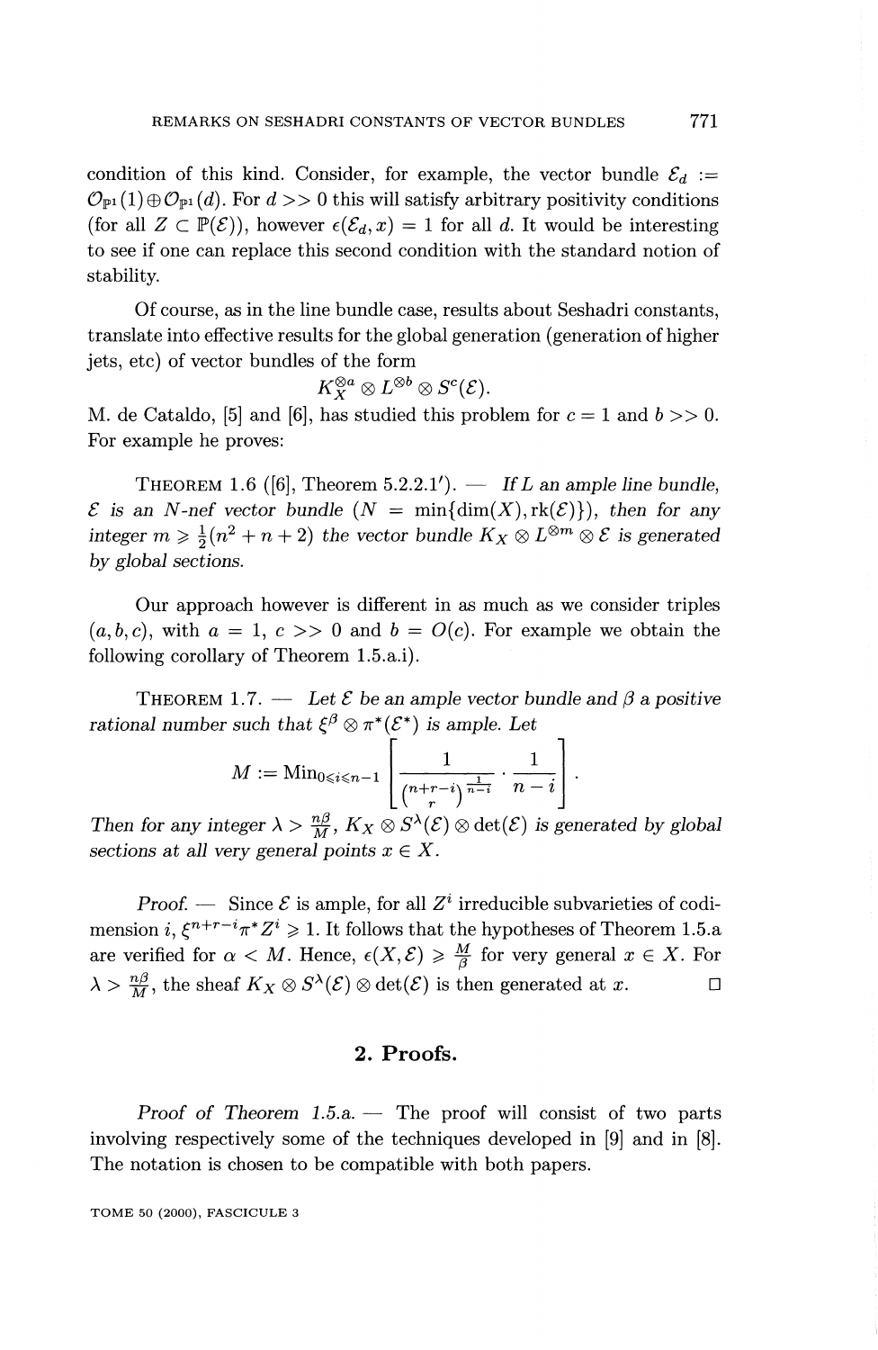condition of this kind. Consider, for example, the vector bundle $\mathcal{E}_d := \mathcal{O}_{\mathbb{P}^1}(1) \oplus \mathcal{O}_{\mathbb{P}^1}(d)$. For $d >> 0$ this will satisfy arbitrary positivity conditions (for all $Z \subset \mathbb{P}(\mathcal{E})$), however $\epsilon(\mathcal{E}_d, x) = 1$ for all $d$. It would be interesting to see if one can replace this second condition with the standard notion of stability.

Of course, as in the line bundle case, results about Seshadri constants, translate into effective results for the global generation (generation of higher jets, etc) of vector bundles of the form

$$K_X^{\otimes a} \otimes L^{\otimes b} \otimes S^c(\mathcal{E}).$$

M. de Cataldo, [5] and [6], has studied this problem for $c = 1$ and $b >> 0$. For example he proves:

THEOREM 1.6 ([6], Theorem 5.2.2.1′). — *If $L$ an ample line bundle, $\mathcal{E}$ is an $N$-nef vector bundle ($N = \min\{\dim(X), \mathrm{rk}(\mathcal{E})\}$), then for any integer $m \geqslant \frac{1}{2}(n^2 + n + 2)$ the vector bundle $K_X \otimes L^{\otimes m} \otimes \mathcal{E}$ is generated by global sections.*

Our approach however is different in as much as we consider triples $(a, b, c)$, with $a = 1$, $c >> 0$ and $b = O(c)$. For example we obtain the following corollary of Theorem 1.5.a.i).

THEOREM 1.7. — *Let $\mathcal{E}$ be an ample vector bundle and $\beta$ a positive rational number such that $\xi^\beta \otimes \pi^*(\mathcal{E}^*)$ is ample. Let*

$$M := \mathrm{Min}_{0 \leqslant i \leqslant n-1} \left[ \frac{1}{\binom{n+r-i}{r}^{\frac{1}{n-i}}} \cdot \frac{1}{n-i} \right].$$

*Then for any integer $\lambda > \frac{n\beta}{M}$, $K_X \otimes S^\lambda(\mathcal{E}) \otimes \det(\mathcal{E})$ is generated by global sections at all very general points $x \in X$.*

*Proof.* — Since $\mathcal{E}$ is ample, for all $Z^i$ irreducible subvarieties of codimension $i$, $\xi^{n+r-i}\pi^* Z^i \geqslant 1$. It follows that the hypotheses of Theorem 1.5.a are verified for $\alpha < M$. Hence, $\epsilon(X, \mathcal{E}) \geqslant \frac{M}{\beta}$ for very general $x \in X$. For $\lambda > \frac{n\beta}{M}$, the sheaf $K_X \otimes S^\lambda(\mathcal{E}) \otimes \det(\mathcal{E})$ is then generated at $x$. □

## 2. Proofs.

*Proof of Theorem 1.5.a.* — The proof will consist of two parts involving respectively some of the techniques developed in [9] and in [8]. The notation is chosen to be compatible with both papers.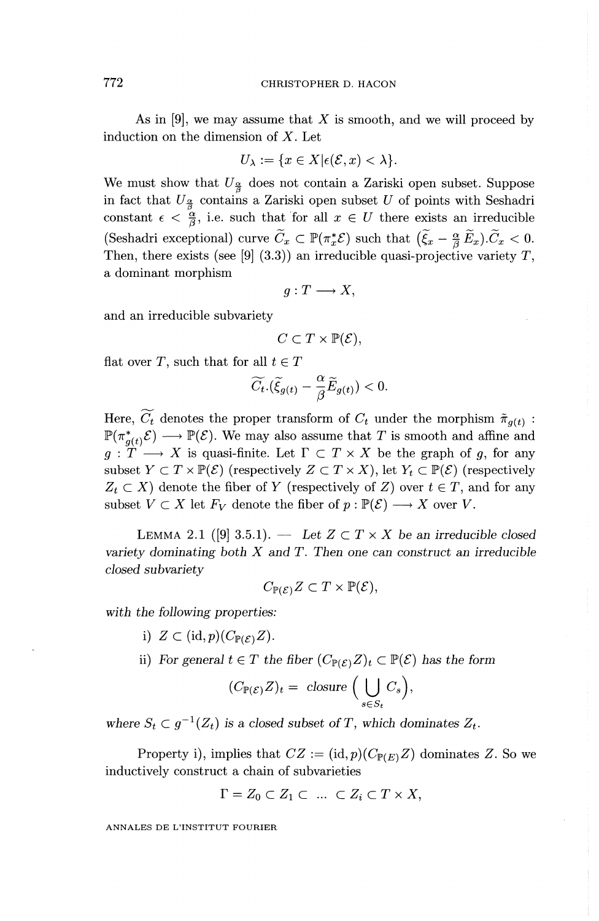As in [9], we may assume that $X$ is smooth, and we will proceed by induction on the dimension of $X$. Let

$$U_\lambda := \{x \in X | \epsilon(\mathcal{E}, x) < \lambda\}.$$

We must show that $U_{\frac{\alpha}{\beta}}$ does not contain a Zariski open subset. Suppose in fact that $U_{\frac{\alpha}{\beta}}$ contains a Zariski open subset $U$ of points with Seshadri constant $\epsilon < \frac{\alpha}{\beta}$, i.e. such that for all $x \in U$ there exists an irreducible (Seshadri exceptional) curve $\widetilde{C}_x \subset \mathbb{P}(\pi_x^* \mathcal{E})$ such that $(\widetilde{\xi}_x - \frac{\alpha}{\beta} \widetilde{E}_x).\widetilde{C}_x < 0$. Then, there exists (see [9] (3.3)) an irreducible quasi-projective variety $T$, a dominant morphism

$$g : T \longrightarrow X,$$

and an irreducible subvariety

$$C \subset T \times \mathbb{P}(\mathcal{E}),$$

flat over $T$, such that for all $t \in T$

$$\widetilde{C_t}.(\widetilde{\xi}_{g(t)} - \frac{\alpha}{\beta} \widetilde{E}_{g(t)}) < 0.$$

Here, $\widetilde{C_t}$ denotes the proper transform of $C_t$ under the morphism $\tilde{\pi}_{g(t)} : \mathbb{P}(\pi_{g(t)}^* \mathcal{E}) \longrightarrow \mathbb{P}(\mathcal{E})$. We may also assume that $T$ is smooth and affine and $g : T \longrightarrow X$ is quasi-finite. Let $\Gamma \subset T \times X$ be the graph of $g$, for any subset $Y \subset T \times \mathbb{P}(\mathcal{E})$ (respectively $Z \subset T \times X$), let $Y_t \subset \mathbb{P}(\mathcal{E})$ (respectively $Z_t \subset X$) denote the fiber of $Y$ (respectively of $Z$) over $t \in T$, and for any subset $V \subset X$ let $F_V$ denote the fiber of $p : \mathbb{P}(\mathcal{E}) \longrightarrow X$ over $V$.

**Lemma 2.1** ([9] 3.5.1). — *Let $Z \subset T \times X$ be an irreducible closed variety dominating both $X$ and $T$. Then one can construct an irreducible closed subvariety*

$$C_{\mathbb{P}(\mathcal{E})} Z \subset T \times \mathbb{P}(\mathcal{E}),$$

*with the following properties:*

i) $Z \subset (\mathrm{id}, p)(C_{\mathbb{P}(\mathcal{E})} Z)$.

ii) *For general $t \in T$ the fiber $(C_{\mathbb{P}(\mathcal{E})} Z)_t \subset \mathbb{P}(\mathcal{E})$ has the form*

$$(C_{\mathbb{P}(\mathcal{E})} Z)_t = \text{ closure } \Big( \bigcup_{s \in S_t} C_s \Big),$$

*where $S_t \subset g^{-1}(Z_t)$ is a closed subset of $T$, which dominates $Z_t$.*

Property i), implies that $CZ := (\mathrm{id}, p)(C_{\mathbb{P}(E)} Z)$ dominates $Z$. So we inductively construct a chain of subvarieties

$$\Gamma = Z_0 \subset Z_1 \subset \ \ldots \ \subset Z_i \subset T \times X,$$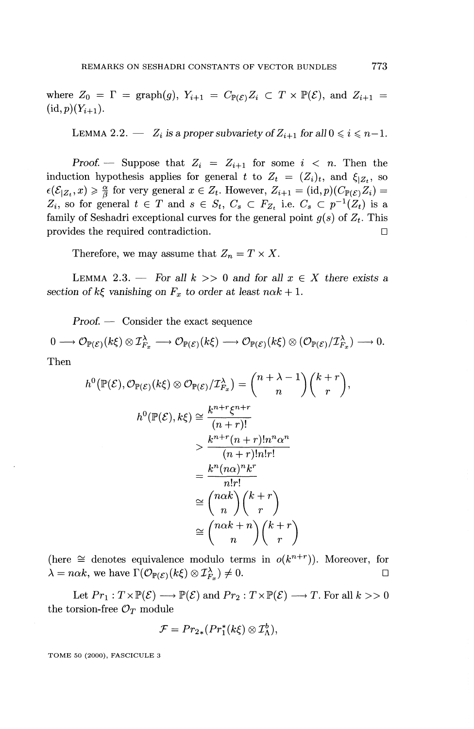where $Z_0 = \Gamma = \text{graph}(g)$, $Y_{i+1} = C_{\mathbb{P}(\mathcal{E})} Z_i \subset T \times \mathbb{P}(\mathcal{E})$, and $Z_{i+1} = (\text{id}, p)(Y_{i+1})$.

LEMMA 2.2. — *$Z_i$ is a proper subvariety of $Z_{i+1}$ for all $0 \leqslant i \leqslant n-1$.*

*Proof.* — Suppose that $Z_i = Z_{i+1}$ for some $i < n$. Then the induction hypothesis applies for general $t$ to $Z_t = (Z_i)_t$, and $\xi_{|Z_t}$, so $\epsilon(\mathcal{E}_{|Z_t}, x) \geqslant \frac{\alpha}{\beta}$ for very general $x \in Z_t$. However, $Z_{i+1} = (\text{id}, p)(C_{\mathbb{P}(\mathcal{E})} Z_i) = Z_i$, so for general $t \in T$ and $s \in S_t$, $C_s \subset F_{Z_t}$ i.e. $C_s \subset p^{-1}(Z_t)$ is a family of Seshadri exceptional curves for the general point $g(s)$ of $Z_t$. This provides the required contradiction. □

Therefore, we may assume that $Z_n = T \times X$.

LEMMA 2.3. — *For all $k >> 0$ and for all $x \in X$ there exists a section of $k\xi$ vanishing on $F_x$ to order at least $n\alpha k + 1$.*

*Proof.* — Consider the exact sequence

$$0 \longrightarrow \mathcal{O}_{\mathbb{P}(\mathcal{E})}(k\xi) \otimes \mathcal{I}_{F_x}^{\lambda} \longrightarrow \mathcal{O}_{\mathbb{P}(\mathcal{E})}(k\xi) \longrightarrow \mathcal{O}_{\mathbb{P}(\mathcal{E})}(k\xi) \otimes (\mathcal{O}_{\mathbb{P}(\mathcal{E})}/\mathcal{I}_{F_x}^{\lambda}) \longrightarrow 0.$$

Then

$$h^0(\mathbb{P}(\mathcal{E}), \mathcal{O}_{\mathbb{P}(\mathcal{E})}(k\xi) \otimes \mathcal{O}_{\mathbb{P}(\mathcal{E})}/\mathcal{I}_{F_x}^{\lambda}) = \binom{n+\lambda-1}{n}\binom{k+r}{r},$$

$$\begin{aligned}
h^0(\mathbb{P}(\mathcal{E}), k\xi) &\cong \frac{k^{n+r}\xi^{n+r}}{(n+r)!} \\
&> \frac{k^{n+r}(n+r)!n^n\alpha^n}{(n+r)!n!r!} \\
&= \frac{k^n(n\alpha)^n k^r}{n!r!} \\
&\cong \binom{n\alpha k}{n}\binom{k+r}{r} \\
&\cong \binom{n\alpha k+n}{n}\binom{k+r}{r}
\end{aligned}$$

(here $\cong$ denotes equivalence modulo terms in $o(k^{n+r})$). Moreover, for $\lambda = n\alpha k$, we have $\Gamma(\mathcal{O}_{\mathbb{P}(\mathcal{E})}(k\xi) \otimes \mathcal{I}_{F_x}^{\lambda}) \neq 0$. □

Let $Pr_1 : T \times \mathbb{P}(\mathcal{E}) \longrightarrow \mathbb{P}(\mathcal{E})$ and $Pr_2 : T \times \mathbb{P}(\mathcal{E}) \longrightarrow T$. For all $k >> 0$ the torsion-free $\mathcal{O}_T$ module

$$\mathcal{F} = Pr_{2*}(Pr_1^*(k\xi) \otimes \mathcal{I}_{\Lambda}^b),$$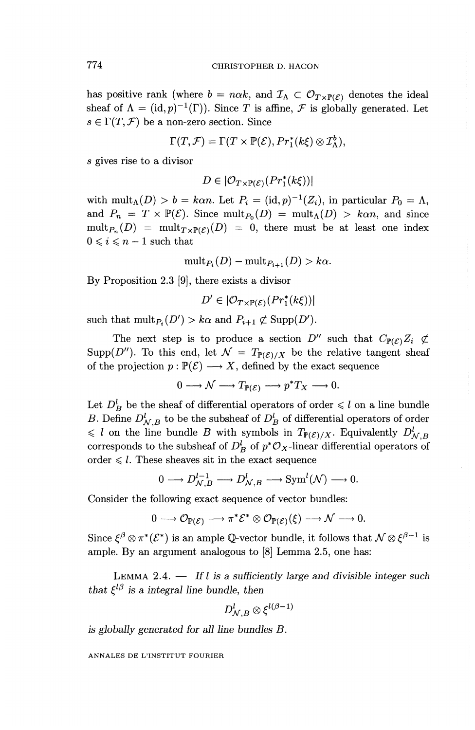has positive rank (where $b = n\alpha k$, and $\mathcal{I}_\Lambda \subset \mathcal{O}_{T\times\mathbb{P}(\mathcal{E})}$ denotes the ideal sheaf of $\Lambda = (\mathrm{id}, p)^{-1}(\Gamma)$). Since $T$ is affine, $\mathcal{F}$ is globally generated. Let $s \in \Gamma(T, \mathcal{F})$ be a non-zero section. Since

$$\Gamma(T, \mathcal{F}) = \Gamma(T \times \mathbb{P}(\mathcal{E}), Pr_1^*(k\xi) \otimes \mathcal{I}_\Lambda^b),$$

$s$ gives rise to a divisor

$$D \in |\mathcal{O}_{T\times\mathbb{P}(\mathcal{E})}(Pr_1^*(k\xi))|$$

with $\mathrm{mult}_\Lambda(D) > b = k\alpha n$. Let $P_i = (\mathrm{id}, p)^{-1}(Z_i)$, in particular $P_0 = \Lambda$, and $P_n = T \times \mathbb{P}(\mathcal{E})$. Since $\mathrm{mult}_{P_0}(D) = \mathrm{mult}_\Lambda(D) > k\alpha n$, and since $\mathrm{mult}_{P_n}(D) = \mathrm{mult}_{T\times\mathbb{P}(\mathcal{E})}(D) = 0$, there must be at least one index $0 \leqslant i \leqslant n-1$ such that

$$\mathrm{mult}_{P_i}(D) - \mathrm{mult}_{P_{i+1}}(D) > k\alpha.$$

By Proposition 2.3 [9], there exists a divisor

$$D' \in |\mathcal{O}_{T\times\mathbb{P}(\mathcal{E})}(Pr_1^*(k\xi))|$$

such that $\mathrm{mult}_{P_i}(D') > k\alpha$ and $P_{i+1} \not\subset \mathrm{Supp}(D')$.

The next step is to produce a section $D''$ such that $C_{\mathbb{P}(\mathcal{E})}Z_i \not\subset \mathrm{Supp}(D'')$. To this end, let $\mathcal{N} = T_{\mathbb{P}(\mathcal{E})/X}$ be the relative tangent sheaf of the projection $p : \mathbb{P}(\mathcal{E}) \longrightarrow X$, defined by the exact sequence

$$0 \longrightarrow \mathcal{N} \longrightarrow T_{\mathbb{P}(\mathcal{E})} \longrightarrow p^*T_X \longrightarrow 0.$$

Let $D_B^l$ be the sheaf of differential operators of order $\leqslant l$ on a line bundle $B$. Define $D_{\mathcal{N},B}^l$ to be the subsheaf of $D_B^l$ of differential operators of order $\leqslant l$ on the line bundle $B$ with symbols in $T_{\mathbb{P}(\mathcal{E})/X}$. Equivalently $D_{\mathcal{N},B}^l$ corresponds to the subsheaf of $D_B^l$ of $p^*\mathcal{O}_X$-linear differential operators of order $\leqslant l$. These sheaves sit in the exact sequence

$$0 \longrightarrow D_{\mathcal{N},B}^{l-1} \longrightarrow D_{\mathcal{N},B}^l \longrightarrow \mathrm{Sym}^l(\mathcal{N}) \longrightarrow 0.$$

Consider the following exact sequence of vector bundles:

$$0 \longrightarrow \mathcal{O}_{\mathbb{P}(\mathcal{E})} \longrightarrow \pi^*\mathcal{E}^* \otimes \mathcal{O}_{\mathbb{P}(\mathcal{E})}(\xi) \longrightarrow \mathcal{N} \longrightarrow 0.$$

Since $\xi^\beta \otimes \pi^*(\mathcal{E}^*)$ is an ample $\mathbb{Q}$-vector bundle, it follows that $\mathcal{N} \otimes \xi^{\beta-1}$ is ample. By an argument analogous to [8] Lemma 2.5, one has:

LEMMA 2.4. — *If $l$ is a sufficiently large and divisible integer such that $\xi^{l\beta}$ is a integral line bundle, then*

$$D_{\mathcal{N},B}^l \otimes \xi^{l(\beta-1)}$$

*is globally generated for all line bundles $B$.*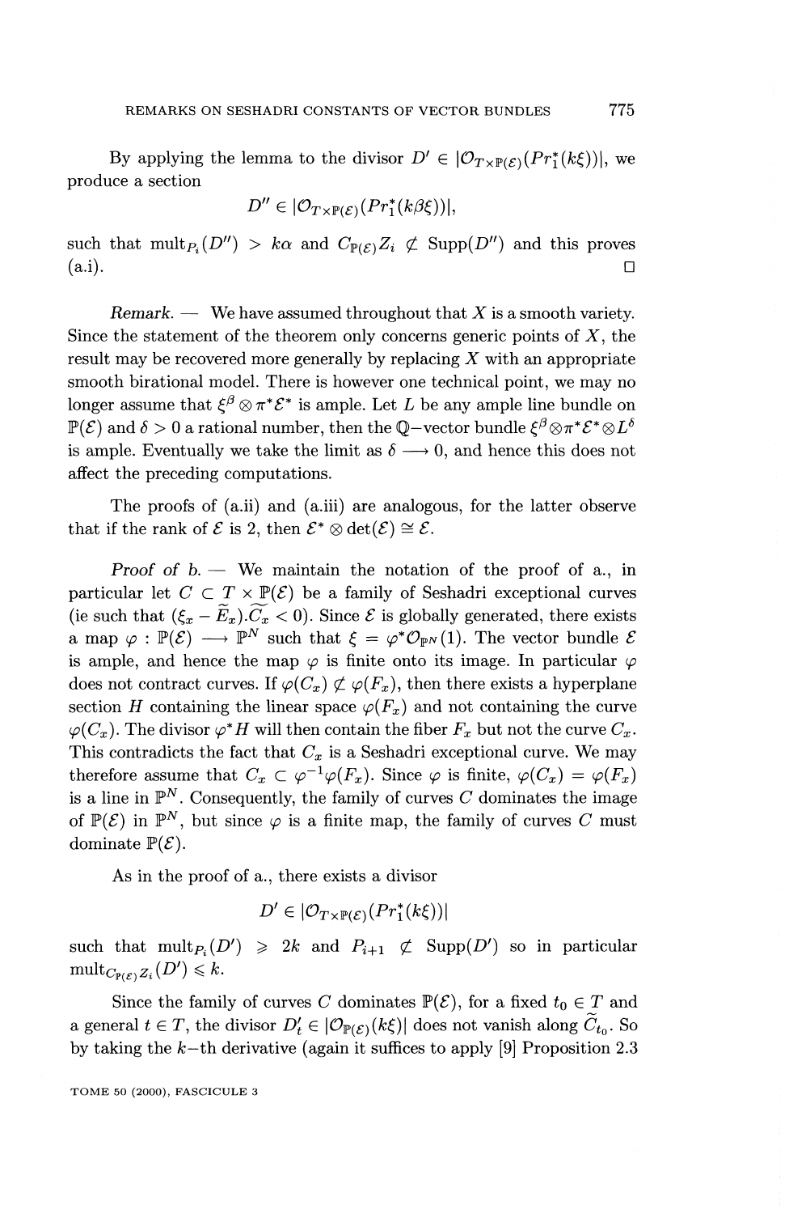By applying the lemma to the divisor $D' \in |\mathcal{O}_{T\times\mathbb{P}(\mathcal{E})}(Pr_1^*(k\xi))|$, we produce a section

$$D'' \in |\mathcal{O}_{T\times\mathbb{P}(\mathcal{E})}(Pr_1^*(k\beta\xi))|,$$

such that $\mathrm{mult}_{P_i}(D'') > k\alpha$ and $C_{\mathbb{P}(\mathcal{E})}Z_i \not\subset \mathrm{Supp}(D'')$ and this proves (a.i). □

*Remark.* — We have assumed throughout that $X$ is a smooth variety. Since the statement of the theorem only concerns generic points of $X$, the result may be recovered more generally by replacing $X$ with an appropriate smooth birational model. There is however one technical point, we may no longer assume that $\xi^\beta \otimes \pi^*\mathcal{E}^*$ is ample. Let $L$ be any ample line bundle on $\mathbb{P}(\mathcal{E})$ and $\delta > 0$ a rational number, then the $\mathbb{Q}$−vector bundle $\xi^\beta \otimes \pi^*\mathcal{E}^* \otimes L^\delta$ is ample. Eventually we take the limit as $\delta \longrightarrow 0$, and hence this does not affect the preceding computations.

The proofs of (a.ii) and (a.iii) are analogous, for the latter observe that if the rank of $\mathcal{E}$ is 2, then $\mathcal{E}^* \otimes \det(\mathcal{E}) \cong \mathcal{E}$.

*Proof of b.* — We maintain the notation of the proof of a., in particular let $C \subset T \times \mathbb{P}(\mathcal{E})$ be a family of Seshadri exceptional curves (ie such that $(\xi_x - \widetilde{E}_x).\widetilde{C}_x < 0$). Since $\mathcal{E}$ is globally generated, there exists a map $\varphi : \mathbb{P}(\mathcal{E}) \longrightarrow \mathbb{P}^N$ such that $\xi = \varphi^*\mathcal{O}_{\mathbb{P}^N}(1)$. The vector bundle $\mathcal{E}$ is ample, and hence the map $\varphi$ is finite onto its image. In particular $\varphi$ does not contract curves. If $\varphi(C_x) \not\subset \varphi(F_x)$, then there exists a hyperplane section $H$ containing the linear space $\varphi(F_x)$ and not containing the curve $\varphi(C_x)$. The divisor $\varphi^*H$ will then contain the fiber $F_x$ but not the curve $C_x$. This contradicts the fact that $C_x$ is a Seshadri exceptional curve. We may therefore assume that $C_x \subset \varphi^{-1}\varphi(F_x)$. Since $\varphi$ is finite, $\varphi(C_x) = \varphi(F_x)$ is a line in $\mathbb{P}^N$. Consequently, the family of curves $C$ dominates the image of $\mathbb{P}(\mathcal{E})$ in $\mathbb{P}^N$, but since $\varphi$ is a finite map, the family of curves $C$ must dominate $\mathbb{P}(\mathcal{E})$.

As in the proof of a., there exists a divisor

$$D' \in |\mathcal{O}_{T\times\mathbb{P}(\mathcal{E})}(Pr_1^*(k\xi))|$$

such that $\mathrm{mult}_{P_i}(D') \geqslant 2k$ and $P_{i+1} \not\subset \mathrm{Supp}(D')$ so in particular $\mathrm{mult}_{C_{\mathbb{P}(\mathcal{E})}Z_i}(D') \leqslant k$.

Since the family of curves $C$ dominates $\mathbb{P}(\mathcal{E})$, for a fixed $t_0 \in T$ and a general $t \in T$, the divisor $D'_t \in |\mathcal{O}_{\mathbb{P}(\mathcal{E})}(k\xi)|$ does not vanish along $\widetilde{C}_{t_0}$. So by taking the $k$−th derivative (again it suffices to apply [9] Proposition 2.3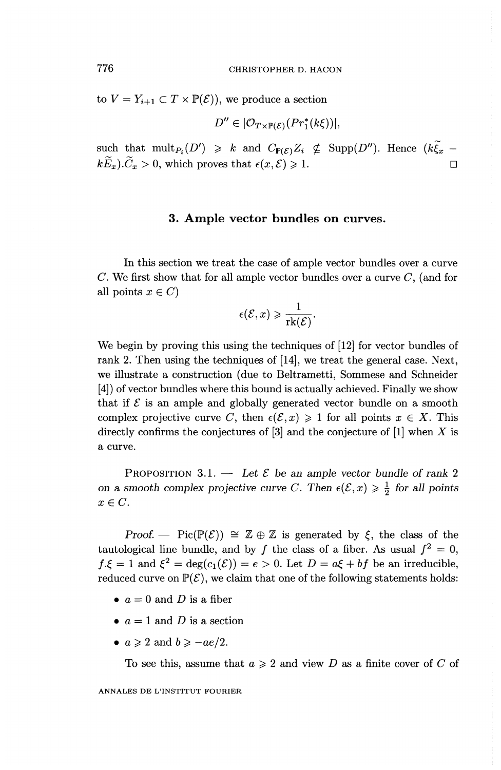to $V = Y_{i+1} \subset T \times \mathbb{P}(\mathcal{E})$), we produce a section

$$D'' \in |\mathcal{O}_{T\times\mathbb{P}(\mathcal{E})}(Pr_1^*(k\xi))|,$$

such that $\mathrm{mult}_{P_i}(D') \geqslant k$ and $C_{\mathbb{P}(\mathcal{E})}Z_i \not\subset \mathrm{Supp}(D'')$. Hence $(k\widetilde{\xi}_x - k\widetilde{E}_x).\widetilde{C}_x > 0$, which proves that $\epsilon(x, \mathcal{E}) \geqslant 1$. □

## 3. Ample vector bundles on curves.

In this section we treat the case of ample vector bundles over a curve $C$. We first show that for all ample vector bundles over a curve $C$, (and for all points $x \in C$)

$$\epsilon(\mathcal{E}, x) \geqslant \frac{1}{\mathrm{rk}(\mathcal{E})}.$$

We begin by proving this using the techniques of [12] for vector bundles of rank 2. Then using the techniques of [14], we treat the general case. Next, we illustrate a construction (due to Beltrametti, Sommese and Schneider [4]) of vector bundles where this bound is actually achieved. Finally we show that if $\mathcal{E}$ is an ample and globally generated vector bundle on a smooth complex projective curve $C$, then $\epsilon(\mathcal{E}, x) \geqslant 1$ for all points $x \in X$. This directly confirms the conjectures of [3] and the conjecture of [1] when $X$ is a curve.

PROPOSITION 3.1. — *Let $\mathcal{E}$ be an ample vector bundle of rank 2 on a smooth complex projective curve $C$. Then $\epsilon(\mathcal{E}, x) \geqslant \frac{1}{2}$ for all points $x \in C$.*

*Proof.* — $\mathrm{Pic}(\mathbb{P}(\mathcal{E})) \cong \mathbb{Z} \oplus \mathbb{Z}$ is generated by $\xi$, the class of the tautological line bundle, and by $f$ the class of a fiber. As usual $f^2 = 0$, $f.\xi = 1$ and $\xi^2 = \deg(c_1(\mathcal{E})) = e > 0$. Let $D = a\xi + bf$ be an irreducible, reduced curve on $\mathbb{P}(\mathcal{E})$, we claim that one of the following statements holds:

- $a = 0$ and $D$ is a fiber
- $a = 1$ and $D$ is a section
- $a \geqslant 2$ and $b \geqslant -ae/2$.

To see this, assume that $a \geqslant 2$ and view $D$ as a finite cover of $C$ of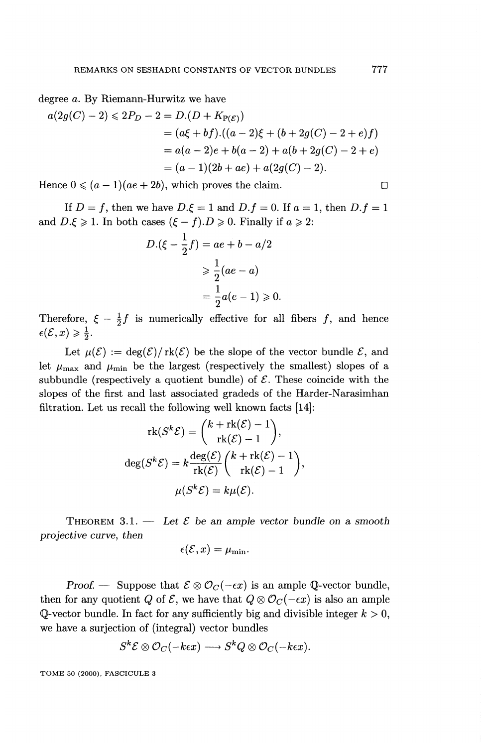degree $a$. By Riemann-Hurwitz we have

$$
\begin{aligned}
a(2g(C)-2) \leqslant 2P_D - 2 &= D.(D + K_{\mathbb{P}(\mathcal{E})}) \\
&= (a\xi + bf).((a-2)\xi + (b + 2g(C) - 2 + e)f) \\
&= a(a-2)e + b(a-2) + a(b + 2g(C) - 2 + e) \\
&= (a-1)(2b + ae) + a(2g(C) - 2).
\end{aligned}
$$

Hence $0 \leqslant (a-1)(ae+2b)$, which proves the claim. □

If $D = f$, then we have $D.\xi = 1$ and $D.f = 0$. If $a = 1$, then $D.f = 1$ and $D.\xi \geqslant 1$. In both cases $(\xi - f).D \geqslant 0$. Finally if $a \geqslant 2$:

$$
\begin{aligned}
D.(\xi - \frac{1}{2}f) &= ae + b - a/2 \\
&\geqslant \frac{1}{2}(ae - a) \\
&= \frac{1}{2}a(e-1) \geqslant 0.
\end{aligned}
$$

Therefore, $\xi - \frac{1}{2}f$ is numerically effective for all fibers $f$, and hence $\epsilon(\mathcal{E}, x) \geqslant \frac{1}{2}$.

Let $\mu(\mathcal{E}) := \deg(\mathcal{E})/\operatorname{rk}(\mathcal{E})$ be the slope of the vector bundle $\mathcal{E}$, and let $\mu_{\max}$ and $\mu_{\min}$ be the largest (respectively the smallest) slopes of a subbundle (respectively a quotient bundle) of $\mathcal{E}$. These coincide with the slopes of the first and last associated gradeds of the Harder-Narasimhan filtration. Let us recall the following well known facts [14]:

$$
\operatorname{rk}(S^k\mathcal{E}) = \binom{k + \operatorname{rk}(\mathcal{E}) - 1}{\operatorname{rk}(\mathcal{E}) - 1},
$$

$$
\deg(S^k\mathcal{E}) = k\frac{\deg(\mathcal{E})}{\operatorname{rk}(\mathcal{E})}\binom{k + \operatorname{rk}(\mathcal{E}) - 1}{\operatorname{rk}(\mathcal{E}) - 1},
$$

$$
\mu(S^k\mathcal{E}) = k\mu(\mathcal{E}).
$$

**Theorem 3.1.** — *Let $\mathcal{E}$ be an ample vector bundle on a smooth projective curve, then*

$$
\epsilon(\mathcal{E}, x) = \mu_{\min}.
$$

*Proof.* — Suppose that $\mathcal{E} \otimes \mathcal{O}_C(-\epsilon x)$ is an ample $\mathbb{Q}$-vector bundle, then for any quotient $Q$ of $\mathcal{E}$, we have that $Q \otimes \mathcal{O}_C(-\epsilon x)$ is also an ample $\mathbb{Q}$-vector bundle. In fact for any sufficiently big and divisible integer $k > 0$, we have a surjection of (integral) vector bundles

$$
S^k\mathcal{E} \otimes \mathcal{O}_C(-k\epsilon x) \longrightarrow S^kQ \otimes \mathcal{O}_C(-k\epsilon x).
$$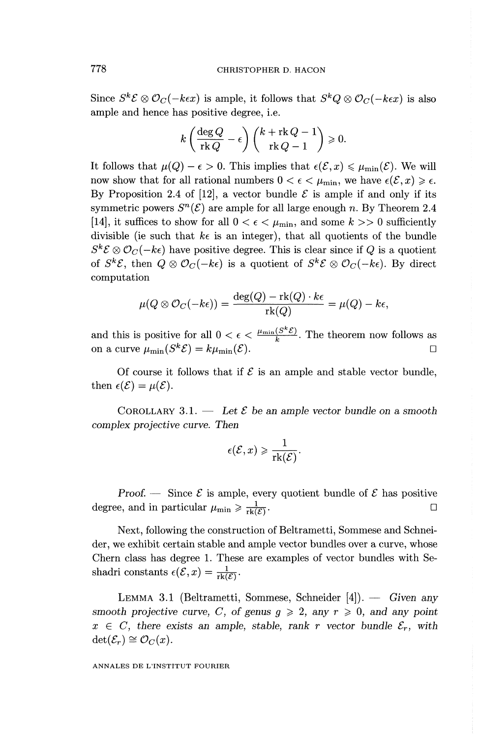Since $S^k\mathcal{E} \otimes \mathcal{O}_C(-k\epsilon x)$ is ample, it follows that $S^kQ \otimes \mathcal{O}_C(-k\epsilon x)$ is also ample and hence has positive degree, i.e.

$$k\left(\frac{\deg Q}{\operatorname{rk} Q} - \epsilon\right)\binom{k + \operatorname{rk} Q - 1}{\operatorname{rk} Q - 1} \geqslant 0.$$

It follows that $\mu(Q) - \epsilon > 0$. This implies that $\epsilon(\mathcal{E}, x) \leqslant \mu_{\min}(\mathcal{E})$. We will now show that for all rational numbers $0 < \epsilon < \mu_{\min}$, we have $\epsilon(\mathcal{E}, x) \geqslant \epsilon$. By Proposition 2.4 of [12], a vector bundle $\mathcal{E}$ is ample if and only if its symmetric powers $S^n(\mathcal{E})$ are ample for all large enough $n$. By Theorem 2.4 [14], it suffices to show for all $0 < \epsilon < \mu_{\min}$, and some $k >> 0$ sufficiently divisible (ie such that $k\epsilon$ is an integer), that all quotients of the bundle $S^k\mathcal{E} \otimes \mathcal{O}_C(-k\epsilon)$ have positive degree. This is clear since if $Q$ is a quotient of $S^k\mathcal{E}$, then $Q \otimes \mathcal{O}_C(-k\epsilon)$ is a quotient of $S^k\mathcal{E} \otimes \mathcal{O}_C(-k\epsilon)$. By direct computation

$$\mu(Q \otimes \mathcal{O}_C(-k\epsilon)) = \frac{\deg(Q) - \operatorname{rk}(Q) \cdot k\epsilon}{\operatorname{rk}(Q)} = \mu(Q) - k\epsilon,$$

and this is positive for all $0 < \epsilon < \frac{\mu_{\min}(S^k\mathcal{E})}{k}$. The theorem now follows as on a curve $\mu_{\min}(S^k\mathcal{E}) = k\mu_{\min}(\mathcal{E})$. □

Of course it follows that if $\mathcal{E}$ is an ample and stable vector bundle, then $\epsilon(\mathcal{E}) = \mu(\mathcal{E})$.

COROLLARY 3.1. — *Let $\mathcal{E}$ be an ample vector bundle on a smooth complex projective curve. Then*

$$\epsilon(\mathcal{E}, x) \geqslant \frac{1}{\operatorname{rk}(\mathcal{E})}.$$

*Proof.* — Since $\mathcal{E}$ is ample, every quotient bundle of $\mathcal{E}$ has positive degree, and in particular $\mu_{\min} \geqslant \frac{1}{\operatorname{rk}(\mathcal{E})}$. □

Next, following the construction of Beltrametti, Sommese and Schneider, we exhibit certain stable and ample vector bundles over a curve, whose Chern class has degree 1. These are examples of vector bundles with Seshadri constants $\epsilon(\mathcal{E}, x) = \frac{1}{\operatorname{rk}(\mathcal{E})}$.

LEMMA 3.1 (Beltrametti, Sommese, Schneider [4]). — *Given any smooth projective curve, $C$, of genus $g \geqslant 2$, any $r \geqslant 0$, and any point $x \in C$, there exists an ample, stable, rank $r$ vector bundle $\mathcal{E}_r$, with $\det(\mathcal{E}_r) \cong \mathcal{O}_C(x)$.*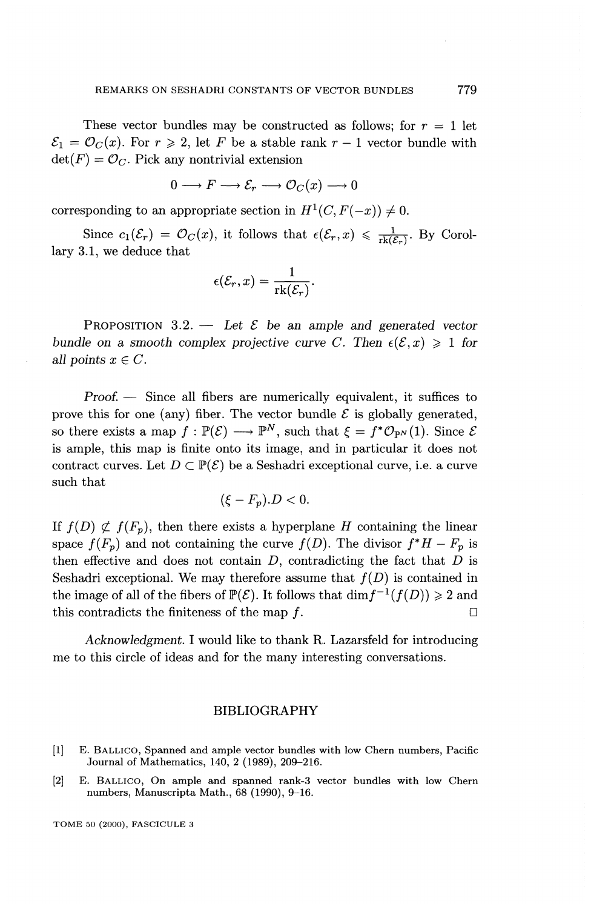These vector bundles may be constructed as follows; for $r = 1$ let $\mathcal{E}_1 = \mathcal{O}_C(x)$. For $r \geqslant 2$, let $F$ be a stable rank $r-1$ vector bundle with $\det(F) = \mathcal{O}_C$. Pick any nontrivial extension

$$0 \longrightarrow F \longrightarrow \mathcal{E}_r \longrightarrow \mathcal{O}_C(x) \longrightarrow 0$$

corresponding to an appropriate section in $H^1(C, F(-x)) \neq 0$.

Since $c_1(\mathcal{E}_r) = \mathcal{O}_C(x)$, it follows that $\epsilon(\mathcal{E}_r, x) \leqslant \frac{1}{\mathrm{rk}(\mathcal{E}_r)}$. By Corollary 3.1, we deduce that

$$\epsilon(\mathcal{E}_r, x) = \frac{1}{\mathrm{rk}(\mathcal{E}_r)}.$$

Proposition 3.2. — *Let $\mathcal{E}$ be an ample and generated vector bundle on a smooth complex projective curve $C$. Then $\epsilon(\mathcal{E}, x) \geqslant 1$ for all points $x \in C$.*

*Proof.* — Since all fibers are numerically equivalent, it suffices to prove this for one (any) fiber. The vector bundle $\mathcal{E}$ is globally generated, so there exists a map $f : \mathbb{P}(\mathcal{E}) \longrightarrow \mathbb{P}^N$, such that $\xi = f^*\mathcal{O}_{\mathbb{P}^N}(1)$. Since $\mathcal{E}$ is ample, this map is finite onto its image, and in particular it does not contract curves. Let $D \subset \mathbb{P}(\mathcal{E})$ be a Seshadri exceptional curve, i.e. a curve such that

$$(\xi - F_p).D < 0.$$

If $f(D) \not\subset f(F_p)$, then there exists a hyperplane $H$ containing the linear space $f(F_p)$ and not containing the curve $f(D)$. The divisor $f^*H - F_p$ is then effective and does not contain $D$, contradicting the fact that $D$ is Seshadri exceptional. We may therefore assume that $f(D)$ is contained in the image of all of the fibers of $\mathbb{P}(\mathcal{E})$. It follows that $\dim f^{-1}(f(D)) \geqslant 2$ and this contradicts the finiteness of the map $f$. □

*Acknowledgment.* I would like to thank R. Lazarsfeld for introducing me to this circle of ideas and for the many interesting conversations.

## BIBLIOGRAPHY

[1] E. Ballico, Spanned and ample vector bundles with low Chern numbers, Pacific Journal of Mathematics, 140, 2 (1989), 209–216.

[2] E. Ballico, On ample and spanned rank-3 vector bundles with low Chern numbers, Manuscripta Math., 68 (1990), 9–16.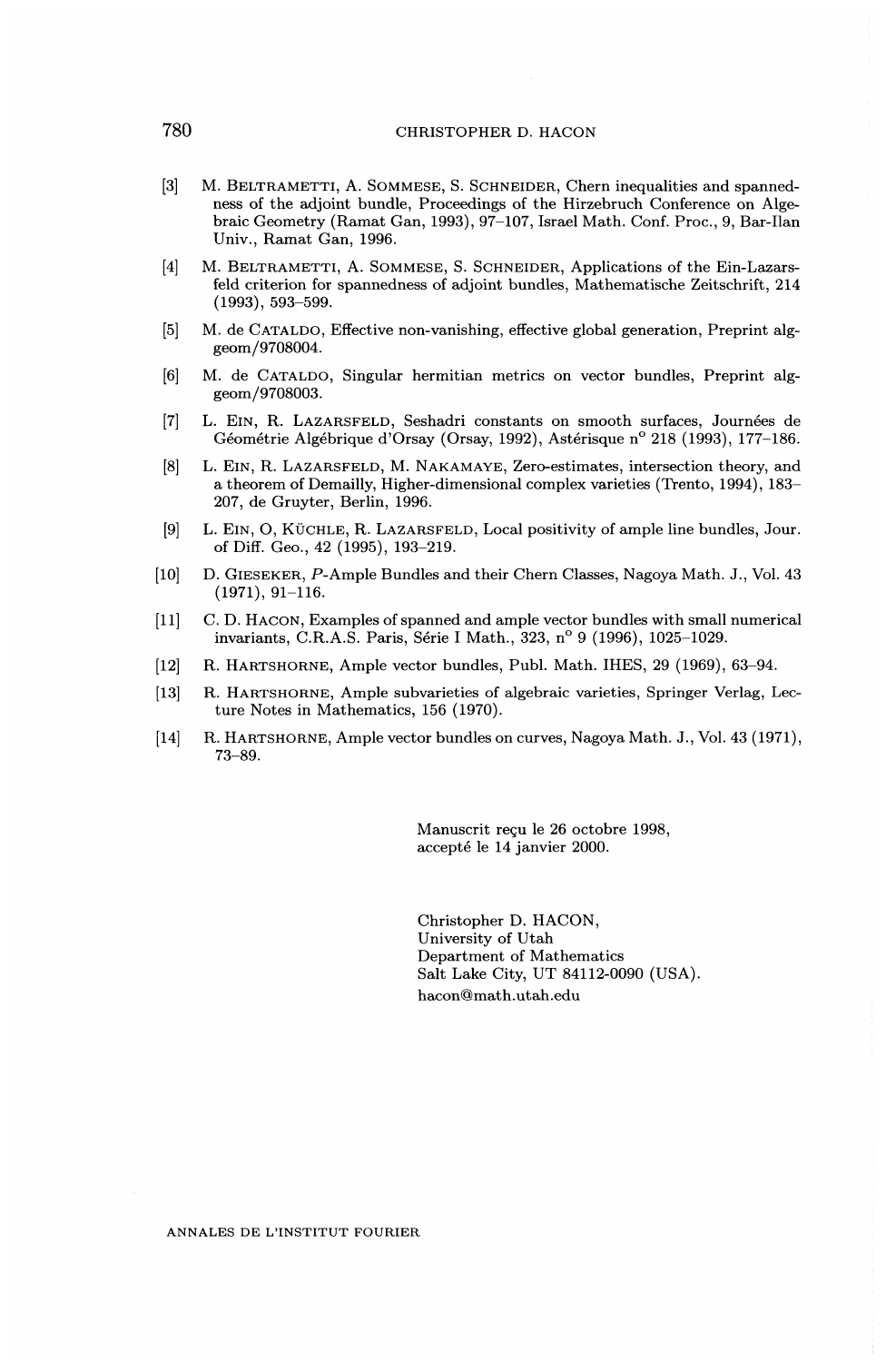[3] M. BELTRAMETTI, A. SOMMESE, S. SCHNEIDER, Chern inequalities and spannedness of the adjoint bundle, Proceedings of the Hirzebruch Conference on Algebraic Geometry (Ramat Gan, 1993), 97–107, Israel Math. Conf. Proc., 9, Bar-Ilan Univ., Ramat Gan, 1996.

[4] M. BELTRAMETTI, A. SOMMESE, S. SCHNEIDER, Applications of the Ein-Lazarsfeld criterion for spannedness of adjoint bundles, Mathematische Zeitschrift, 214 (1993), 593–599.

[5] M. de CATALDO, Effective non-vanishing, effective global generation, Preprint alg-geom/9708004.

[6] M. de CATALDO, Singular hermitian metrics on vector bundles, Preprint alg-geom/9708003.

[7] L. EIN, R. LAZARSFELD, Seshadri constants on smooth surfaces, Journées de Géométrie Algébrique d'Orsay (Orsay, 1992), Astérisque n° 218 (1993), 177–186.

[8] L. EIN, R. LAZARSFELD, M. NAKAMAYE, Zero-estimates, intersection theory, and a theorem of Demailly, Higher-dimensional complex varieties (Trento, 1994), 183–207, de Gruyter, Berlin, 1996.

[9] L. EIN, O, KÜCHLE, R. LAZARSFELD, Local positivity of ample line bundles, Jour. of Diff. Geo., 42 (1995), 193–219.

[10] D. GIESEKER, $P$-Ample Bundles and their Chern Classes, Nagoya Math. J., Vol. 43 (1971), 91–116.

[11] C. D. HACON, Examples of spanned and ample vector bundles with small numerical invariants, C.R.A.S. Paris, Série I Math., 323, n° 9 (1996), 1025–1029.

[12] R. HARTSHORNE, Ample vector bundles, Publ. Math. IHES, 29 (1969), 63–94.

[13] R. HARTSHORNE, Ample subvarieties of algebraic varieties, Springer Verlag, Lecture Notes in Mathematics, 156 (1970).

[14] R. HARTSHORNE, Ample vector bundles on curves, Nagoya Math. J., Vol. 43 (1971), 73–89.

Manuscrit reçu le 26 octobre 1998,
accepté le 14 janvier 2000.

Christopher D. HACON,
University of Utah
Department of Mathematics
Salt Lake City, UT 84112-0090 (USA).
hacon@math.utah.edu